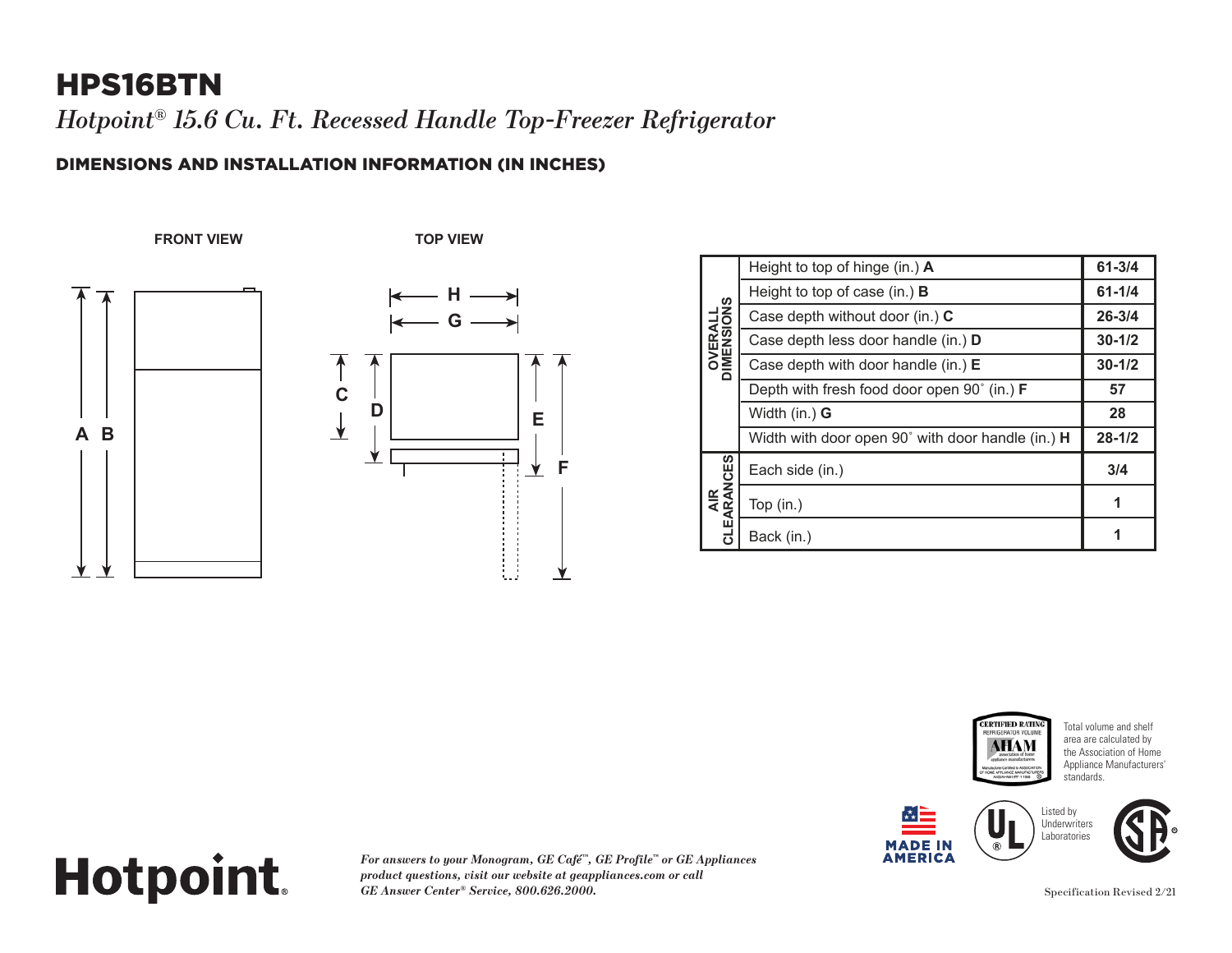# HPS16BTN

*Hotpoint® 15.6 Cu. Ft. Recessed Handle Top-Freezer Refrigerator*

## DIMENSIONS AND INSTALLATION INFORMATION (IN INCHES)

**FRONT VIEW**

**TOP VIEW**

| | | |
|---|---|---|
| **OVERALL DIMENSIONS** | Height to top of hinge (in.) **A** | **61-3/4** |
| | Height to top of case (in.) **B** | **61-1/4** |
| | Case depth without door (in.) **C** | **26-3/4** |
| | Case depth less door handle (in.) **D** | **30-1/2** |
| | Case depth with door handle (in.) **E** | **30-1/2** |
| | Depth with fresh food door open 90˚ (in.) **F** | **57** |
| | Width (in.) **G** | **28** |
| | Width with door open 90˚ with door handle (in.) **H** | **28-1/2** |
| **AIR CLEARANCES** | Each side (in.) | **3/4** |
| | Top (in.) | **1** |
| | Back (in.) | **1** |

Total volume and shelf area are calculated by the Association of Home Appliance Manufacturers' standards.

Listed by Underwriters Laboratories

MADE IN AMERICA

**Hotpoint.**

*For answers to your Monogram, GE Café™, GE Profile™ or GE Appliances product questions, visit our website at geappliances.com or call GE Answer Center® Service, 800.626.2000.*

Specification Revised 2/21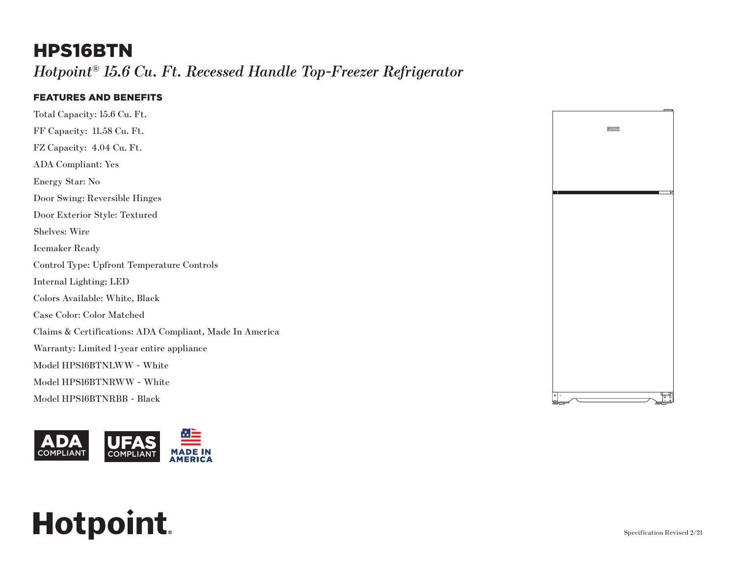# HPS16BTN

*Hotpoint® 15.6 Cu. Ft. Recessed Handle Top-Freezer Refrigerator*

## FEATURES AND BENEFITS

Total Capacity: 15.6 Cu. Ft.

FF Capacity: 11.58 Cu. Ft.

FZ Capacity: 4.04 Cu. Ft.

ADA Compliant: Yes

Energy Star: No

Door Swing: Reversible Hinges

Door Exterior Style: Textured

Shelves: Wire

Icemaker Ready

Control Type: Upfront Temperature Controls

Internal Lighting: LED

Colors Available: White, Black

Case Color: Color Matched

Claims & Certifications: ADA Compliant, Made In America

Warranty: Limited 1-year entire appliance

Model HPS16BTNLWW - White

Model HPS16BTNRWW - White

Model HPS16BTNRBB - Black

ADA COMPLIANT

UFAS COMPLIANT

MADE IN AMERICA

Hotpoint

Specification Revised 2/21